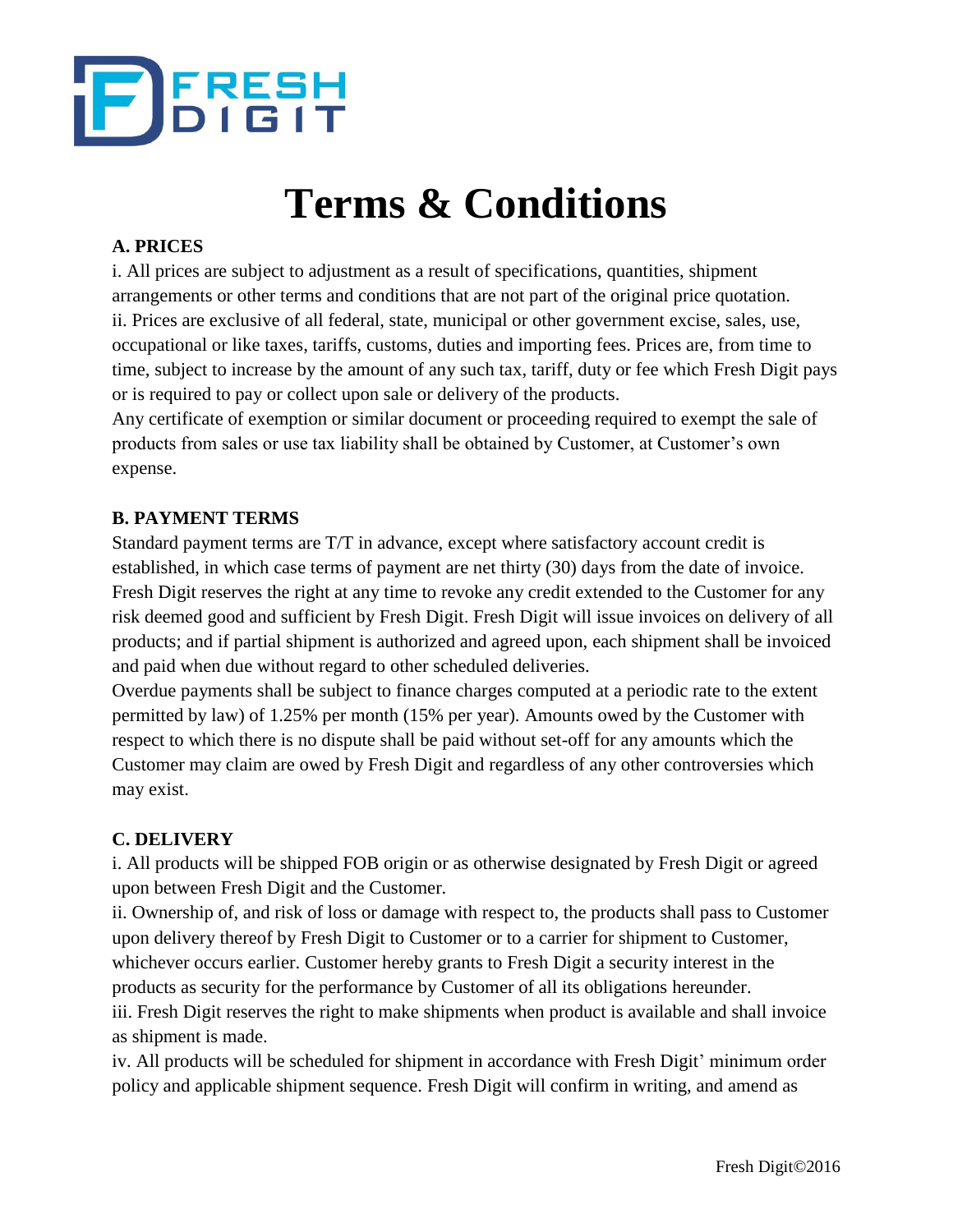# Terms & Conditions

**A. PRICES**

i. All prices are subject to adjustment as a result of specifications, quantities, shipment arrangements or other terms and conditions that are not part of the original price quotation.
ii. Prices are exclusive of all federal, state, municipal or other government excise, sales, use, occupational or like taxes, tariffs, customs, duties and importing fees. Prices are, from time to time, subject to increase by the amount of any such tax, tariff, duty or fee which Fresh Digit pays or is required to pay or collect upon sale or delivery of the products.
Any certificate of exemption or similar document or proceeding required to exempt the sale of products from sales or use tax liability shall be obtained by Customer, at Customer's own expense.

**B. PAYMENT TERMS**

Standard payment terms are T/T in advance, except where satisfactory account credit is established, in which case terms of payment are net thirty (30) days from the date of invoice. Fresh Digit reserves the right at any time to revoke any credit extended to the Customer for any risk deemed good and sufficient by Fresh Digit. Fresh Digit will issue invoices on delivery of all products; and if partial shipment is authorized and agreed upon, each shipment shall be invoiced and paid when due without regard to other scheduled deliveries.
Overdue payments shall be subject to finance charges computed at a periodic rate to the extent permitted by law) of 1.25% per month (15% per year). Amounts owed by the Customer with respect to which there is no dispute shall be paid without set-off for any amounts which the Customer may claim are owed by Fresh Digit and regardless of any other controversies which may exist.

**C. DELIVERY**

i. All products will be shipped FOB origin or as otherwise designated by Fresh Digit or agreed upon between Fresh Digit and the Customer.
ii. Ownership of, and risk of loss or damage with respect to, the products shall pass to Customer upon delivery thereof by Fresh Digit to Customer or to a carrier for shipment to Customer, whichever occurs earlier. Customer hereby grants to Fresh Digit a security interest in the products as security for the performance by Customer of all its obligations hereunder.
iii. Fresh Digit reserves the right to make shipments when product is available and shall invoice as shipment is made.
iv. All products will be scheduled for shipment in accordance with Fresh Digit' minimum order policy and applicable shipment sequence. Fresh Digit will confirm in writing, and amend as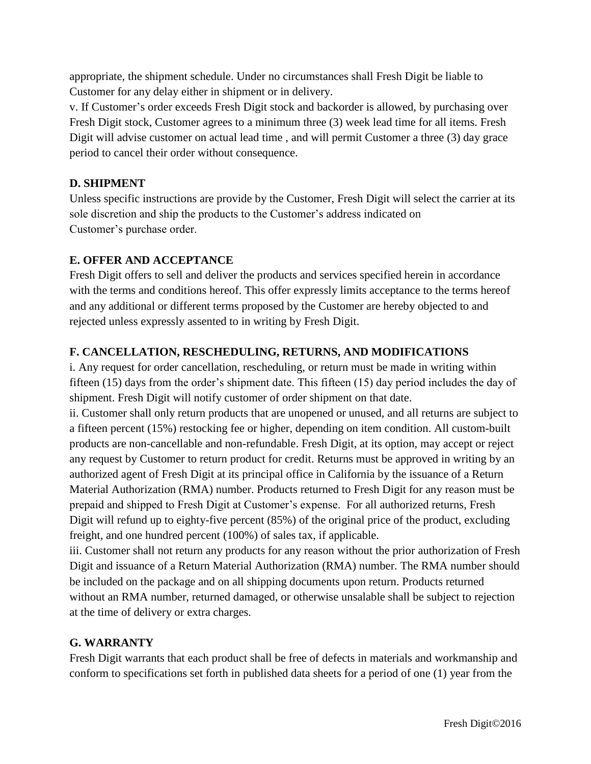appropriate, the shipment schedule. Under no circumstances shall Fresh Digit be liable to Customer for any delay either in shipment or in delivery.

v. If Customer's order exceeds Fresh Digit stock and backorder is allowed, by purchasing over Fresh Digit stock, Customer agrees to a minimum three (3) week lead time for all items. Fresh Digit will advise customer on actual lead time , and will permit Customer a three (3) day grace period to cancel their order without consequence.

**D. SHIPMENT**

Unless specific instructions are provide by the Customer, Fresh Digit will select the carrier at its sole discretion and ship the products to the Customer's address indicated on Customer's purchase order.

**E. OFFER AND ACCEPTANCE**

Fresh Digit offers to sell and deliver the products and services specified herein in accordance with the terms and conditions hereof. This offer expressly limits acceptance to the terms hereof and any additional or different terms proposed by the Customer are hereby objected to and rejected unless expressly assented to in writing by Fresh Digit.

**F. CANCELLATION, RESCHEDULING, RETURNS, AND MODIFICATIONS**

i. Any request for order cancellation, rescheduling, or return must be made in writing within fifteen (15) days from the order's shipment date. This fifteen (15) day period includes the day of shipment. Fresh Digit will notify customer of order shipment on that date.

ii. Customer shall only return products that are unopened or unused, and all returns are subject to a fifteen percent (15%) restocking fee or higher, depending on item condition. All custom-built products are non-cancellable and non-refundable. Fresh Digit, at its option, may accept or reject any request by Customer to return product for credit. Returns must be approved in writing by an authorized agent of Fresh Digit at its principal office in California by the issuance of a Return Material Authorization (RMA) number. Products returned to Fresh Digit for any reason must be prepaid and shipped to Fresh Digit at Customer's expense. For all authorized returns, Fresh Digit will refund up to eighty-five percent (85%) of the original price of the product, excluding freight, and one hundred percent (100%) of sales tax, if applicable.

iii. Customer shall not return any products for any reason without the prior authorization of Fresh Digit and issuance of a Return Material Authorization (RMA) number. The RMA number should be included on the package and on all shipping documents upon return. Products returned without an RMA number, returned damaged, or otherwise unsalable shall be subject to rejection at the time of delivery or extra charges.

**G. WARRANTY**

Fresh Digit warrants that each product shall be free of defects in materials and workmanship and conform to specifications set forth in published data sheets for a period of one (1) year from the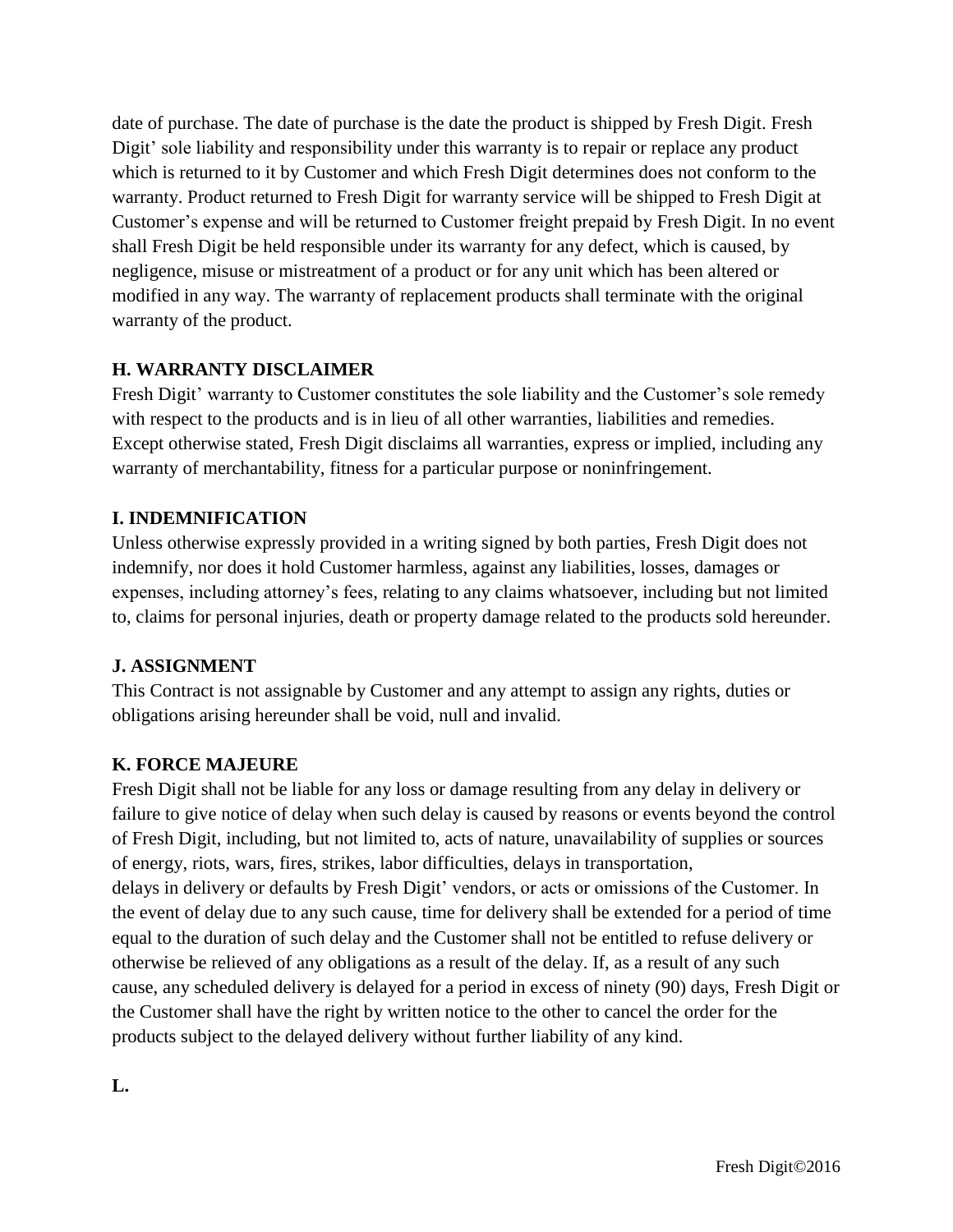date of purchase. The date of purchase is the date the product is shipped by Fresh Digit. Fresh Digit' sole liability and responsibility under this warranty is to repair or replace any product which is returned to it by Customer and which Fresh Digit determines does not conform to the warranty. Product returned to Fresh Digit for warranty service will be shipped to Fresh Digit at Customer's expense and will be returned to Customer freight prepaid by Fresh Digit. In no event shall Fresh Digit be held responsible under its warranty for any defect, which is caused, by negligence, misuse or mistreatment of a product or for any unit which has been altered or modified in any way. The warranty of replacement products shall terminate with the original warranty of the product.

### H. WARRANTY DISCLAIMER

Fresh Digit' warranty to Customer constitutes the sole liability and the Customer's sole remedy with respect to the products and is in lieu of all other warranties, liabilities and remedies. Except otherwise stated, Fresh Digit disclaims all warranties, express or implied, including any warranty of merchantability, fitness for a particular purpose or noninfringement.

### I. INDEMNIFICATION

Unless otherwise expressly provided in a writing signed by both parties, Fresh Digit does not indemnify, nor does it hold Customer harmless, against any liabilities, losses, damages or expenses, including attorney's fees, relating to any claims whatsoever, including but not limited to, claims for personal injuries, death or property damage related to the products sold hereunder.

### J. ASSIGNMENT

This Contract is not assignable by Customer and any attempt to assign any rights, duties or obligations arising hereunder shall be void, null and invalid.

### K. FORCE MAJEURE

Fresh Digit shall not be liable for any loss or damage resulting from any delay in delivery or failure to give notice of delay when such delay is caused by reasons or events beyond the control of Fresh Digit, including, but not limited to, acts of nature, unavailability of supplies or sources of energy, riots, wars, fires, strikes, labor difficulties, delays in transportation, delays in delivery or defaults by Fresh Digit' vendors, or acts or omissions of the Customer. In the event of delay due to any such cause, time for delivery shall be extended for a period of time equal to the duration of such delay and the Customer shall not be entitled to refuse delivery or otherwise be relieved of any obligations as a result of the delay. If, as a result of any such cause, any scheduled delivery is delayed for a period in excess of ninety (90) days, Fresh Digit or the Customer shall have the right by written notice to the other to cancel the order for the products subject to the delayed delivery without further liability of any kind.

### L.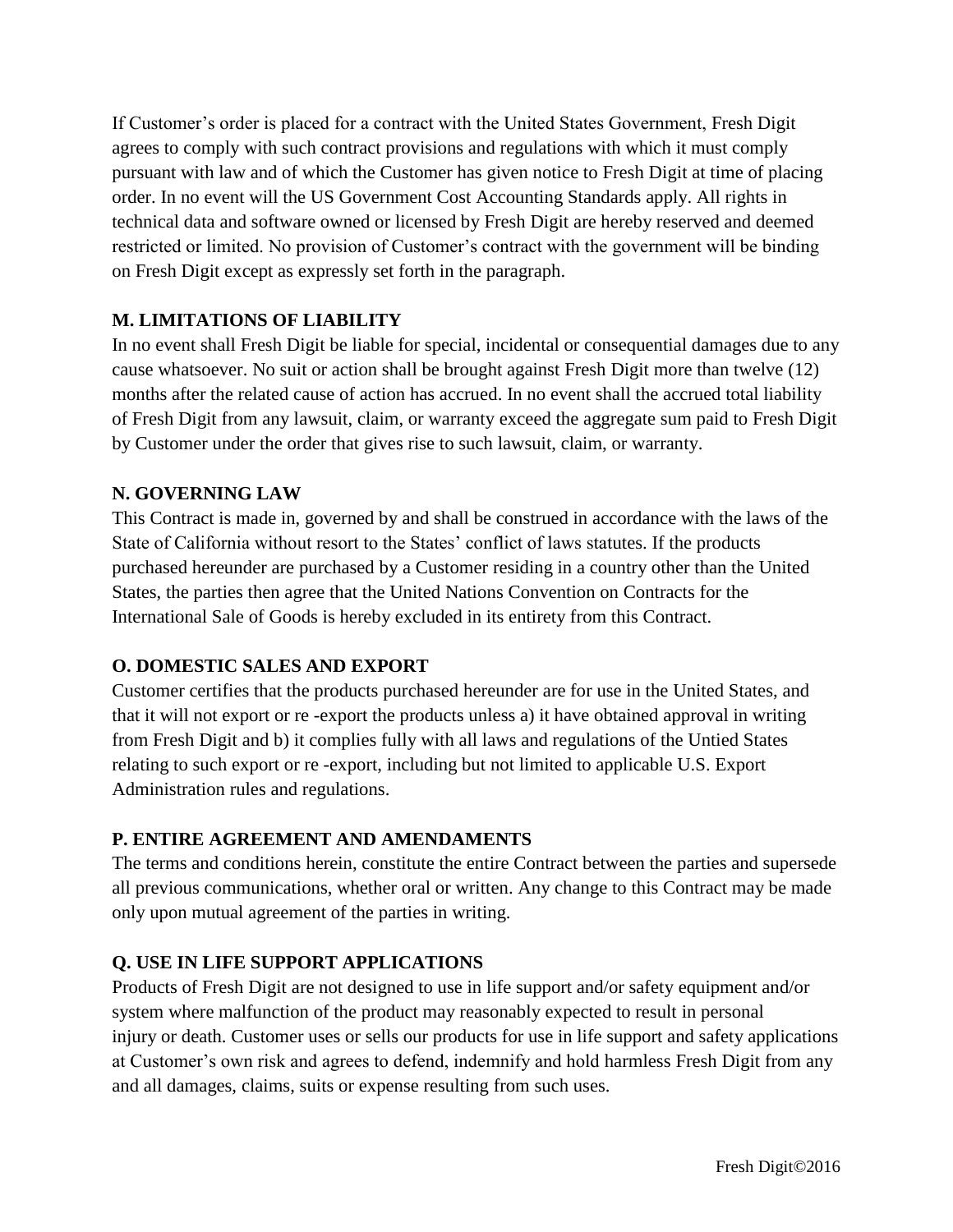If Customer's order is placed for a contract with the United States Government, Fresh Digit agrees to comply with such contract provisions and regulations with which it must comply pursuant with law and of which the Customer has given notice to Fresh Digit at time of placing order. In no event will the US Government Cost Accounting Standards apply. All rights in technical data and software owned or licensed by Fresh Digit are hereby reserved and deemed restricted or limited. No provision of Customer's contract with the government will be binding on Fresh Digit except as expressly set forth in the paragraph.

**M. LIMITATIONS OF LIABILITY**

In no event shall Fresh Digit be liable for special, incidental or consequential damages due to any cause whatsoever. No suit or action shall be brought against Fresh Digit more than twelve (12) months after the related cause of action has accrued. In no event shall the accrued total liability of Fresh Digit from any lawsuit, claim, or warranty exceed the aggregate sum paid to Fresh Digit by Customer under the order that gives rise to such lawsuit, claim, or warranty.

**N. GOVERNING LAW**

This Contract is made in, governed by and shall be construed in accordance with the laws of the State of California without resort to the States' conflict of laws statutes. If the products purchased hereunder are purchased by a Customer residing in a country other than the United States, the parties then agree that the United Nations Convention on Contracts for the International Sale of Goods is hereby excluded in its entirety from this Contract.

**O. DOMESTIC SALES AND EXPORT**

Customer certifies that the products purchased hereunder are for use in the United States, and that it will not export or re -export the products unless a) it have obtained approval in writing from Fresh Digit and b) it complies fully with all laws and regulations of the Untied States relating to such export or re -export, including but not limited to applicable U.S. Export Administration rules and regulations.

**P. ENTIRE AGREEMENT AND AMENDAMENTS**

The terms and conditions herein, constitute the entire Contract between the parties and supersede all previous communications, whether oral or written. Any change to this Contract may be made only upon mutual agreement of the parties in writing.

**Q. USE IN LIFE SUPPORT APPLICATIONS**

Products of Fresh Digit are not designed to use in life support and/or safety equipment and/or system where malfunction of the product may reasonably expected to result in personal injury or death. Customer uses or sells our products for use in life support and safety applications at Customer's own risk and agrees to defend, indemnify and hold harmless Fresh Digit from any and all damages, claims, suits or expense resulting from such uses.

Fresh Digit©2016